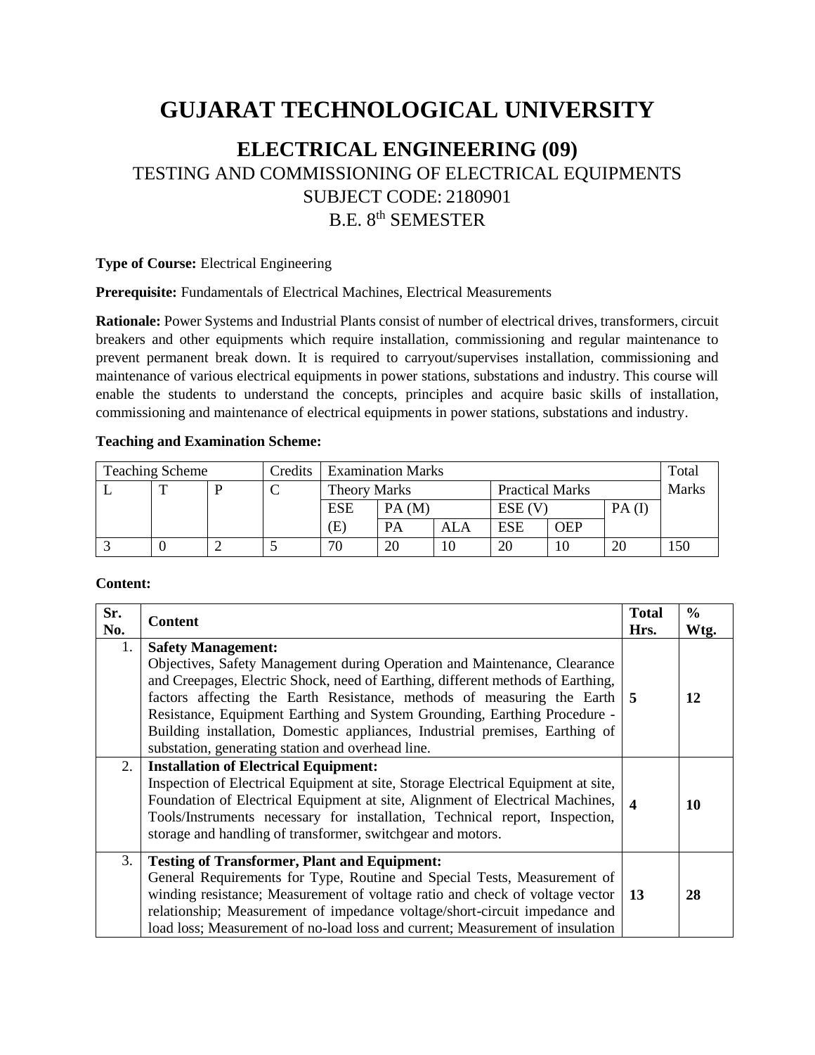# GUJARAT TECHNOLOGICAL UNIVERSITY

## ELECTRICAL ENGINEERING (09)

TESTING AND COMMISSIONING OF ELECTRICAL EQUIPMENTS
SUBJECT CODE: 2180901
B.E. 8th SEMESTER

**Type of Course:** Electrical Engineering

**Prerequisite:** Fundamentals of Electrical Machines, Electrical Measurements

**Rationale:** Power Systems and Industrial Plants consist of number of electrical drives, transformers, circuit breakers and other equipments which require installation, commissioning and regular maintenance to prevent permanent break down. It is required to carryout/supervises installation, commissioning and maintenance of various electrical equipments in power stations, substations and industry. This course will enable the students to understand the concepts, principles and acquire basic skills of installation, commissioning and maintenance of electrical equipments in power stations, substations and industry.

**Teaching and Examination Scheme:**

| Teaching Scheme | | | Credits | Examination Marks | | | | | | Total Marks |
|---|---|---|---|---|---|---|---|---|---|---|
| | | | | Theory Marks | | | Practical Marks | | | |
| L | T | P | C | ESE (E) | PA (M) | | ESE (V) | | PA (I) | |
| | | | | | PA | ALA | ESE | OEP | | |
| 3 | 0 | 2 | 5 | 70 | 20 | 10 | 20 | 10 | 20 | 150 |

**Content:**

| Sr. No. | Content | Total Hrs. | % Wtg. |
|---|---|---|---|
| 1. | **Safety Management:** Objectives, Safety Management during Operation and Maintenance, Clearance and Creepages, Electric Shock, need of Earthing, different methods of Earthing, factors affecting the Earth Resistance, methods of measuring the Earth Resistance, Equipment Earthing and System Grounding, Earthing Procedure - Building installation, Domestic appliances, Industrial premises, Earthing of substation, generating station and overhead line. | **5** | **12** |
| 2. | **Installation of Electrical Equipment:** Inspection of Electrical Equipment at site, Storage Electrical Equipment at site, Foundation of Electrical Equipment at site, Alignment of Electrical Machines, Tools/Instruments necessary for installation, Technical report, Inspection, storage and handling of transformer, switchgear and motors. | **4** | **10** |
| 3. | **Testing of Transformer, Plant and Equipment:** General Requirements for Type, Routine and Special Tests, Measurement of winding resistance; Measurement of voltage ratio and check of voltage vector relationship; Measurement of impedance voltage/short-circuit impedance and load loss; Measurement of no-load loss and current; Measurement of insulation | **13** | **28** |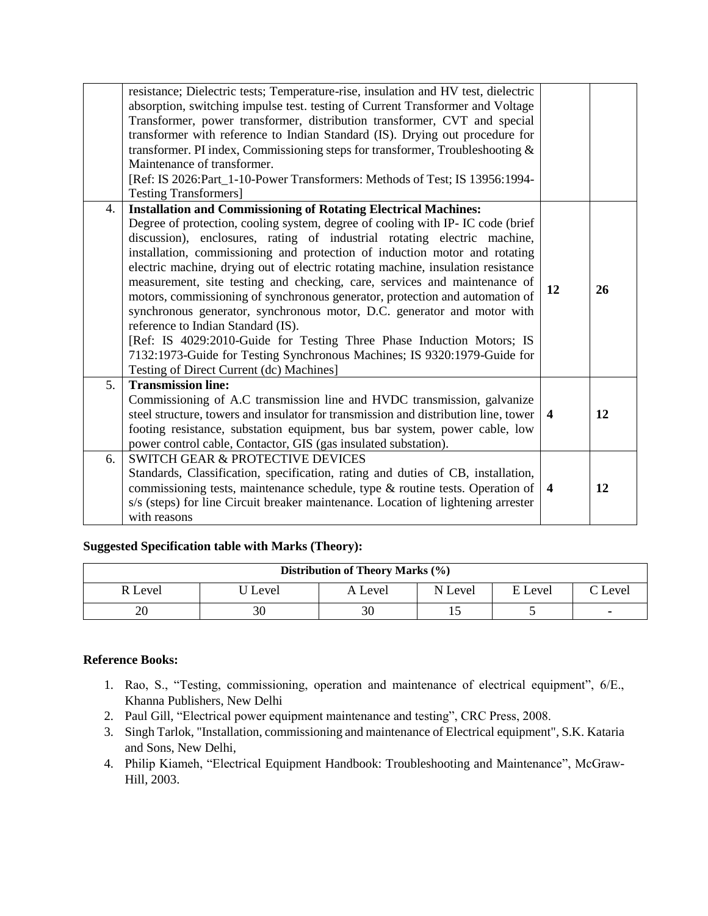|  |  |  |  |
| --- | --- | --- | --- |
|  | resistance; Dielectric tests; Temperature-rise, insulation and HV test, dielectric absorption, switching impulse test. testing of Current Transformer and Voltage Transformer, power transformer, distribution transformer, CVT and special transformer with reference to Indian Standard (IS). Drying out procedure for transformer. PI index, Commissioning steps for transformer, Troubleshooting & Maintenance of transformer.<br>[Ref: IS 2026:Part_1-10-Power Transformers: Methods of Test; IS 13956:1994-Testing Transformers] |  |  |
| 4. | **Installation and Commissioning of Rotating Electrical Machines:**<br>Degree of protection, cooling system, degree of cooling with IP- IC code (brief discussion), enclosures, rating of industrial rotating electric machine, installation, commissioning and protection of induction motor and rotating electric machine, drying out of electric rotating machine, insulation resistance measurement, site testing and checking, care, services and maintenance of motors, commissioning of synchronous generator, protection and automation of synchronous generator, synchronous motor, D.C. generator and motor with reference to Indian Standard (IS).<br>[Ref: IS 4029:2010-Guide for Testing Three Phase Induction Motors; IS 7132:1973-Guide for Testing Synchronous Machines; IS 9320:1979-Guide for Testing of Direct Current (dc) Machines] | **12** | **26** |
| 5. | **Transmission line:**<br>Commissioning of A.C transmission line and HVDC transmission, galvanize steel structure, towers and insulator for transmission and distribution line, tower footing resistance, substation equipment, bus bar system, power cable, low power control cable, Contactor, GIS (gas insulated substation). | **4** | **12** |
| 6. | SWITCH GEAR & PROTECTIVE DEVICES<br>Standards, Classification, specification, rating and duties of CB, installation, commissioning tests, maintenance schedule, type & routine tests. Operation of s/s (steps) for line Circuit breaker maintenance. Location of lightening arrester with reasons | **4** | **12** |

**Suggested Specification table with Marks (Theory):**

| **Distribution of Theory Marks (%)** | | | | | |
| --- | --- | --- | --- | --- | --- |
| R Level | U Level | A Level | N Level | E Level | C Level |
| 20 | 30 | 30 | 15 | 5 | - |

**Reference Books:**

1. Rao, S., "Testing, commissioning, operation and maintenance of electrical equipment", 6/E., Khanna Publishers, New Delhi
2. Paul Gill, "Electrical power equipment maintenance and testing", CRC Press, 2008.
3. Singh Tarlok, "Installation, commissioning and maintenance of Electrical equipment", S.K. Kataria and Sons, New Delhi,
4. Philip Kiameh, "Electrical Equipment Handbook: Troubleshooting and Maintenance", McGraw-Hill, 2003.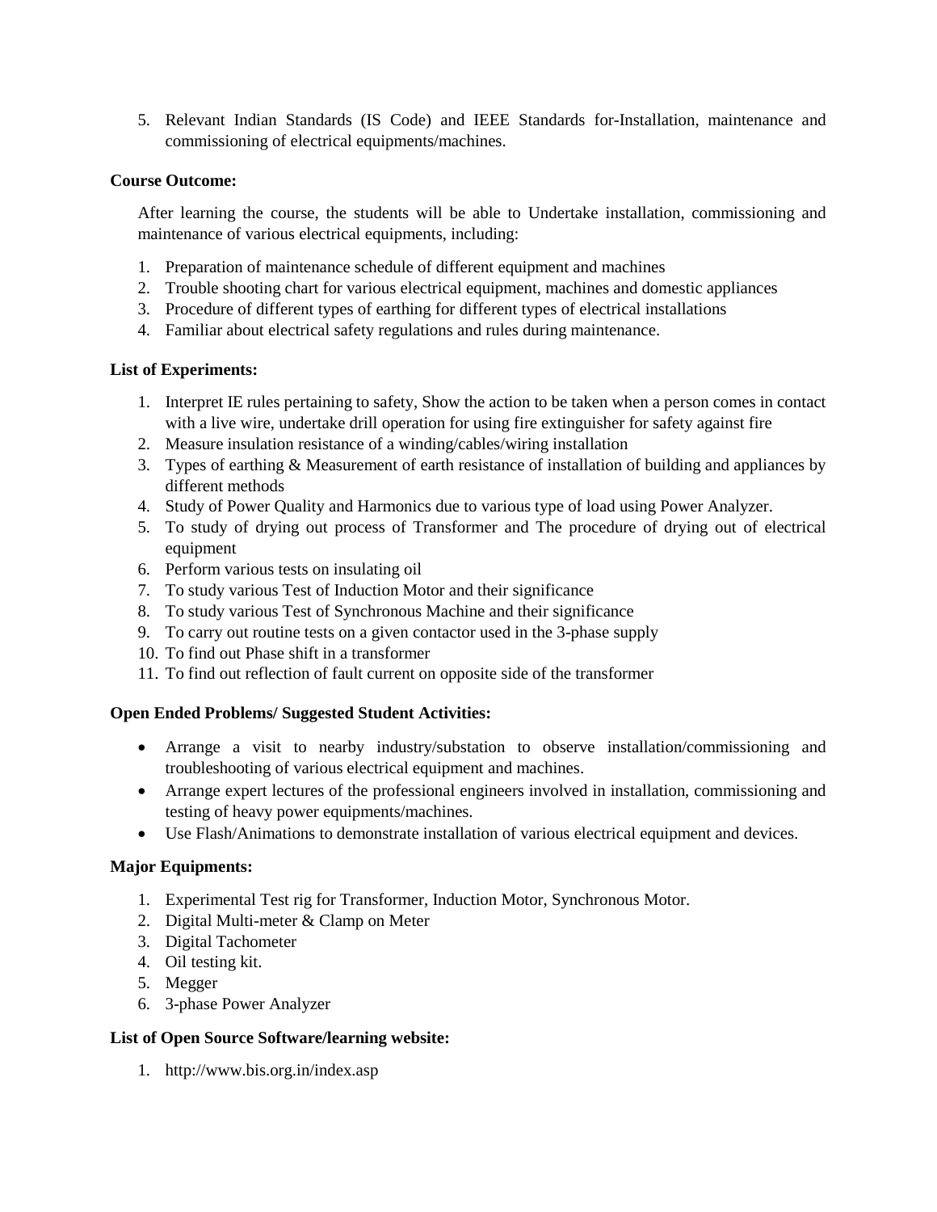5. Relevant Indian Standards (IS Code) and IEEE Standards for-Installation, maintenance and commissioning of electrical equipments/machines.

**Course Outcome:**

After learning the course, the students will be able to Undertake installation, commissioning and maintenance of various electrical equipments, including:

1. Preparation of maintenance schedule of different equipment and machines
2. Trouble shooting chart for various electrical equipment, machines and domestic appliances
3. Procedure of different types of earthing for different types of electrical installations
4. Familiar about electrical safety regulations and rules during maintenance.

**List of Experiments:**

1. Interpret IE rules pertaining to safety, Show the action to be taken when a person comes in contact with a live wire, undertake drill operation for using fire extinguisher for safety against fire
2. Measure insulation resistance of a winding/cables/wiring installation
3. Types of earthing & Measurement of earth resistance of installation of building and appliances by different methods
4. Study of Power Quality and Harmonics due to various type of load using Power Analyzer.
5. To study of drying out process of Transformer and The procedure of drying out of electrical equipment
6. Perform various tests on insulating oil
7. To study various Test of Induction Motor and their significance
8. To study various Test of Synchronous Machine and their significance
9. To carry out routine tests on a given contactor used in the 3-phase supply
10. To find out Phase shift in a transformer
11. To find out reflection of fault current on opposite side of the transformer

**Open Ended Problems/ Suggested Student Activities:**

- Arrange a visit to nearby industry/substation to observe installation/commissioning and troubleshooting of various electrical equipment and machines.
- Arrange expert lectures of the professional engineers involved in installation, commissioning and testing of heavy power equipments/machines.
- Use Flash/Animations to demonstrate installation of various electrical equipment and devices.

**Major Equipments:**

1. Experimental Test rig for Transformer, Induction Motor, Synchronous Motor.
2. Digital Multi-meter & Clamp on Meter
3. Digital Tachometer
4. Oil testing kit.
5. Megger
6. 3-phase Power Analyzer

**List of Open Source Software/learning website:**

1. http://www.bis.org.in/index.asp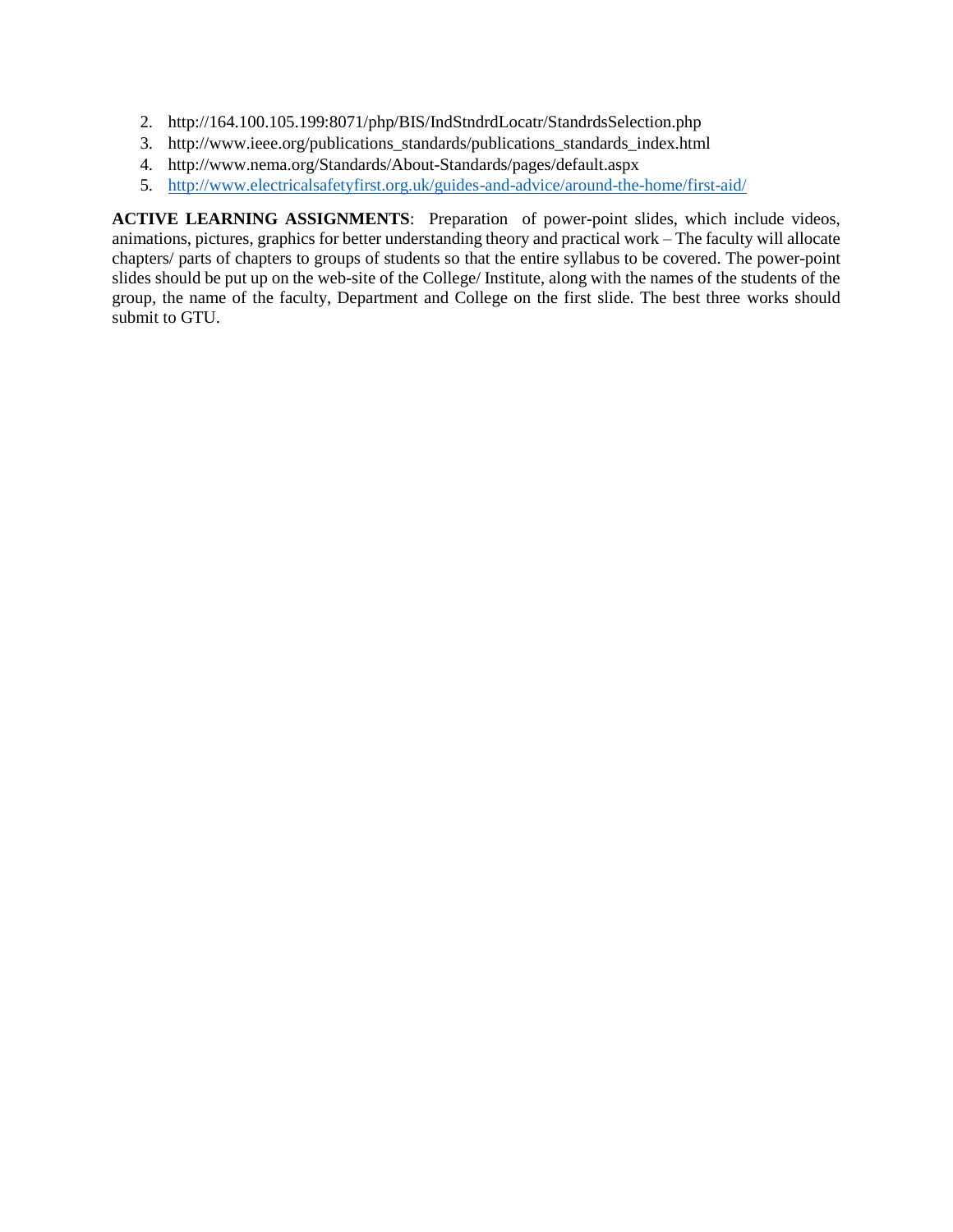2. http://164.100.105.199:8071/php/BIS/IndStndrdLocatr/StandrdsSelection.php
3. http://www.ieee.org/publications_standards/publications_standards_index.html
4. http://www.nema.org/Standards/About-Standards/pages/default.aspx
5. http://www.electricalsafetyfirst.org.uk/guides-and-advice/around-the-home/first-aid/

**ACTIVE LEARNING ASSIGNMENTS**: Preparation of power-point slides, which include videos, animations, pictures, graphics for better understanding theory and practical work – The faculty will allocate chapters/ parts of chapters to groups of students so that the entire syllabus to be covered. The power-point slides should be put up on the web-site of the College/ Institute, along with the names of the students of the group, the name of the faculty, Department and College on the first slide. The best three works should submit to GTU.